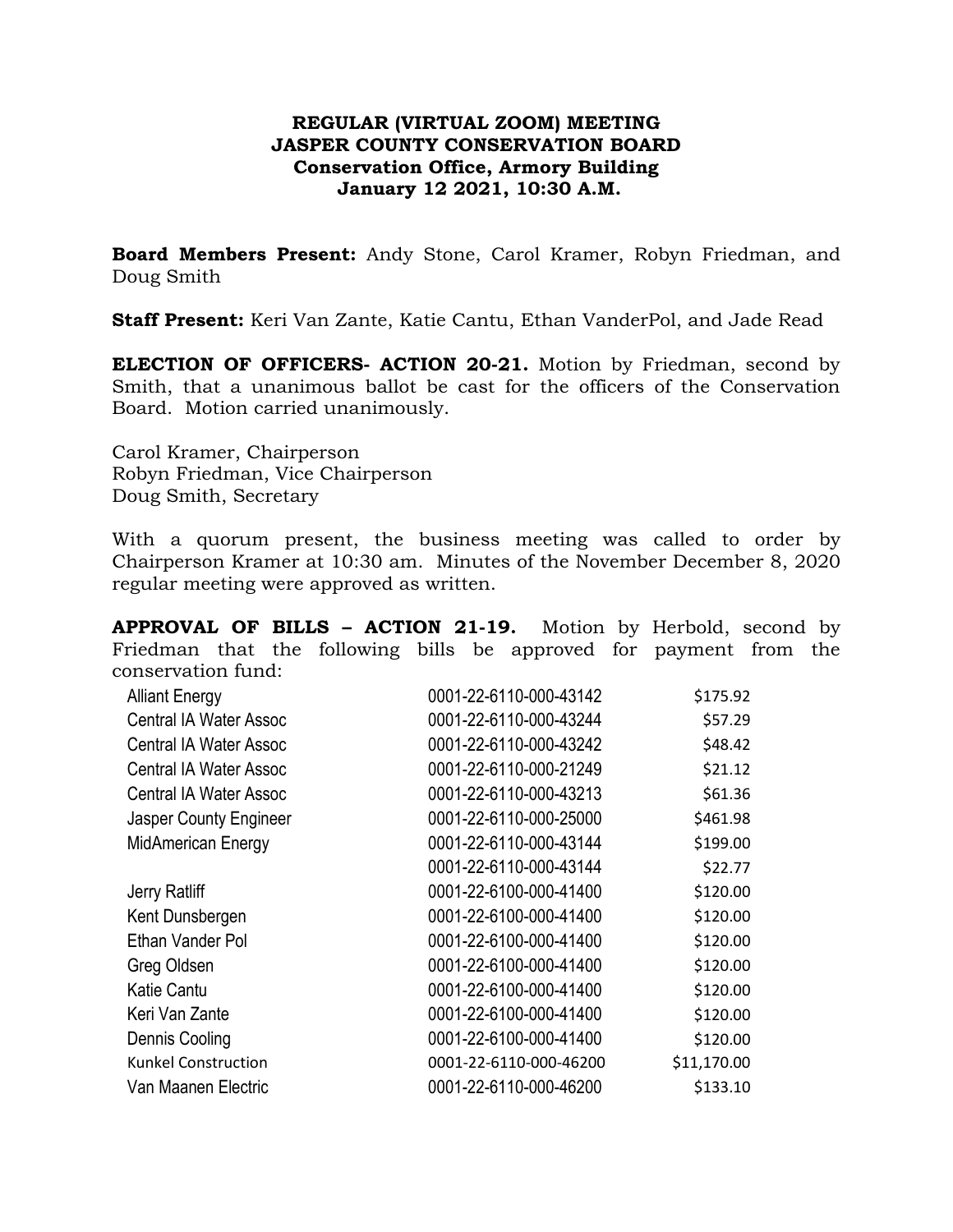**REGULAR (VIRTUAL ZOOM) MEETING**
**JASPER COUNTY CONSERVATION BOARD**
**Conservation Office, Armory Building**
**January 12 2021, 10:30 A.M.**

**Board Members Present:** Andy Stone, Carol Kramer, Robyn Friedman, and Doug Smith

**Staff Present:** Keri Van Zante, Katie Cantu, Ethan VanderPol, and Jade Read

**ELECTION OF OFFICERS- ACTION 20-21.** Motion by Friedman, second by Smith, that a unanimous ballot be cast for the officers of the Conservation Board. Motion carried unanimously.

Carol Kramer, Chairperson
Robyn Friedman, Vice Chairperson
Doug Smith, Secretary

With a quorum present, the business meeting was called to order by Chairperson Kramer at 10:30 am. Minutes of the November December 8, 2020 regular meeting were approved as written.

**APPROVAL OF BILLS – ACTION 21-19.** Motion by Herbold, second by Friedman that the following bills be approved for payment from the conservation fund:

| | | |
|---|---|---|
| Alliant Energy | 0001-22-6110-000-43142 | $175.92 |
| Central IA Water Assoc | 0001-22-6110-000-43244 | $57.29 |
| Central IA Water Assoc | 0001-22-6110-000-43242 | $48.42 |
| Central IA Water Assoc | 0001-22-6110-000-21249 | $21.12 |
| Central IA Water Assoc | 0001-22-6110-000-43213 | $61.36 |
| Jasper County Engineer | 0001-22-6110-000-25000 | $461.98 |
| MidAmerican Energy | 0001-22-6110-000-43144 | $199.00 |
| | 0001-22-6110-000-43144 | $22.77 |
| Jerry Ratliff | 0001-22-6100-000-41400 | $120.00 |
| Kent Dunsbergen | 0001-22-6100-000-41400 | $120.00 |
| Ethan Vander Pol | 0001-22-6100-000-41400 | $120.00 |
| Greg Oldsen | 0001-22-6100-000-41400 | $120.00 |
| Katie Cantu | 0001-22-6100-000-41400 | $120.00 |
| Keri Van Zante | 0001-22-6100-000-41400 | $120.00 |
| Dennis Cooling | 0001-22-6100-000-41400 | $120.00 |
| Kunkel Construction | 0001-22-6110-000-46200 | $11,170.00 |
| Van Maanen Electric | 0001-22-6110-000-46200 | $133.10 |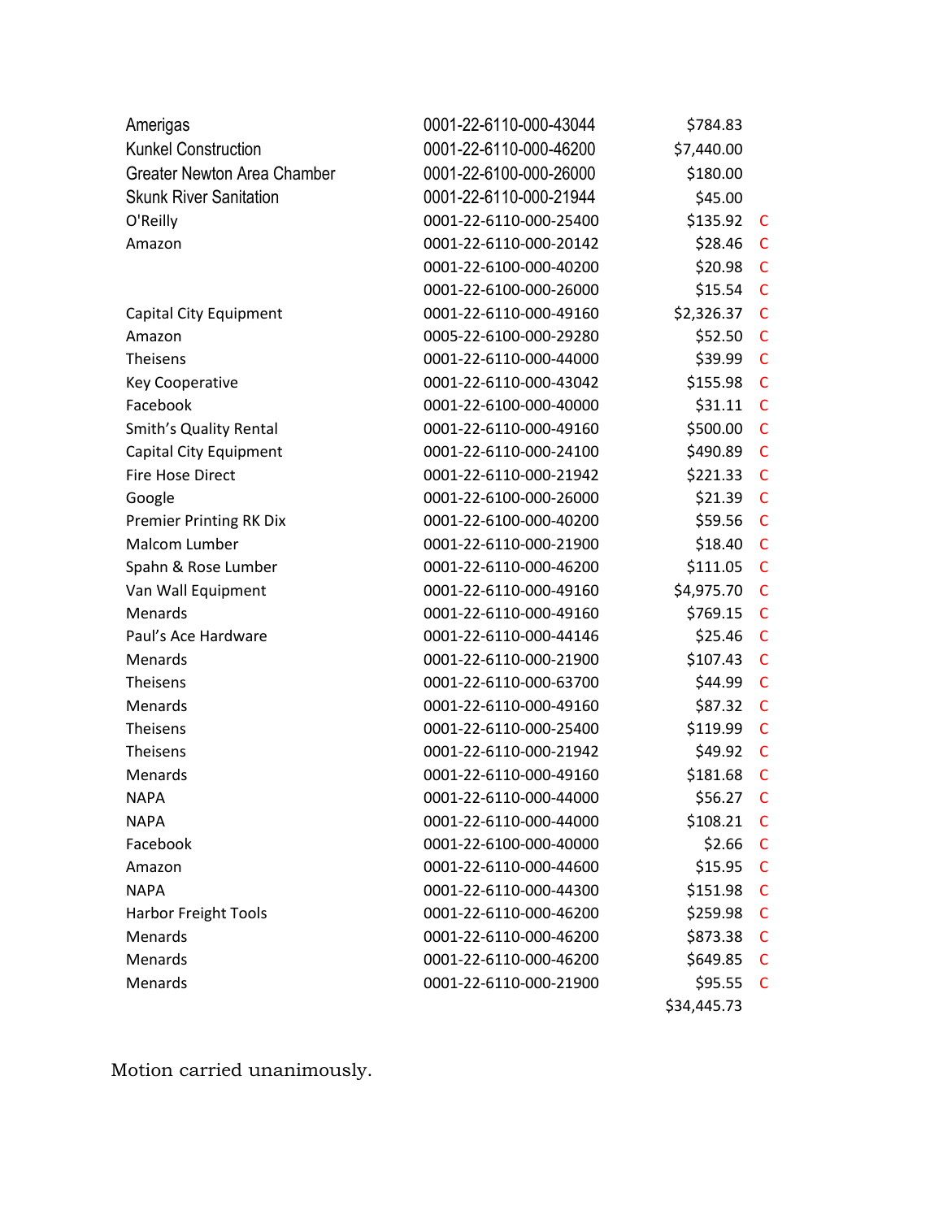| | | | |
|---|---|---|---|
| Amerigas | 0001-22-6110-000-43044 | $784.83 | |
| Kunkel Construction | 0001-22-6110-000-46200 | $7,440.00 | |
| Greater Newton Area Chamber | 0001-22-6100-000-26000 | $180.00 | |
| Skunk River Sanitation | 0001-22-6110-000-21944 | $45.00 | |
| O'Reilly | 0001-22-6110-000-25400 | $135.92 | C |
| Amazon | 0001-22-6110-000-20142 | $28.46 | C |
| | 0001-22-6100-000-40200 | $20.98 | C |
| | 0001-22-6100-000-26000 | $15.54 | C |
| Capital City Equipment | 0001-22-6110-000-49160 | $2,326.37 | C |
| Amazon | 0005-22-6100-000-29280 | $52.50 | C |
| Theisens | 0001-22-6110-000-44000 | $39.99 | C |
| Key Cooperative | 0001-22-6110-000-43042 | $155.98 | C |
| Facebook | 0001-22-6100-000-40000 | $31.11 | C |
| Smith's Quality Rental | 0001-22-6110-000-49160 | $500.00 | C |
| Capital City Equipment | 0001-22-6110-000-24100 | $490.89 | C |
| Fire Hose Direct | 0001-22-6110-000-21942 | $221.33 | C |
| Google | 0001-22-6100-000-26000 | $21.39 | C |
| Premier Printing RK Dix | 0001-22-6100-000-40200 | $59.56 | C |
| Malcom Lumber | 0001-22-6110-000-21900 | $18.40 | C |
| Spahn & Rose Lumber | 0001-22-6110-000-46200 | $111.05 | C |
| Van Wall Equipment | 0001-22-6110-000-49160 | $4,975.70 | C |
| Menards | 0001-22-6110-000-49160 | $769.15 | C |
| Paul's Ace Hardware | 0001-22-6110-000-44146 | $25.46 | C |
| Menards | 0001-22-6110-000-21900 | $107.43 | C |
| Theisens | 0001-22-6110-000-63700 | $44.99 | C |
| Menards | 0001-22-6110-000-49160 | $87.32 | C |
| Theisens | 0001-22-6110-000-25400 | $119.99 | C |
| Theisens | 0001-22-6110-000-21942 | $49.92 | C |
| Menards | 0001-22-6110-000-49160 | $181.68 | C |
| NAPA | 0001-22-6110-000-44000 | $56.27 | C |
| NAPA | 0001-22-6110-000-44000 | $108.21 | C |
| Facebook | 0001-22-6100-000-40000 | $2.66 | C |
| Amazon | 0001-22-6110-000-44600 | $15.95 | C |
| NAPA | 0001-22-6110-000-44300 | $151.98 | C |
| Harbor Freight Tools | 0001-22-6110-000-46200 | $259.98 | C |
| Menards | 0001-22-6110-000-46200 | $873.38 | C |
| Menards | 0001-22-6110-000-46200 | $649.85 | C |
| Menards | 0001-22-6110-000-21900 | $95.55 | C |
| | | $34,445.73 | |

Motion carried unanimously.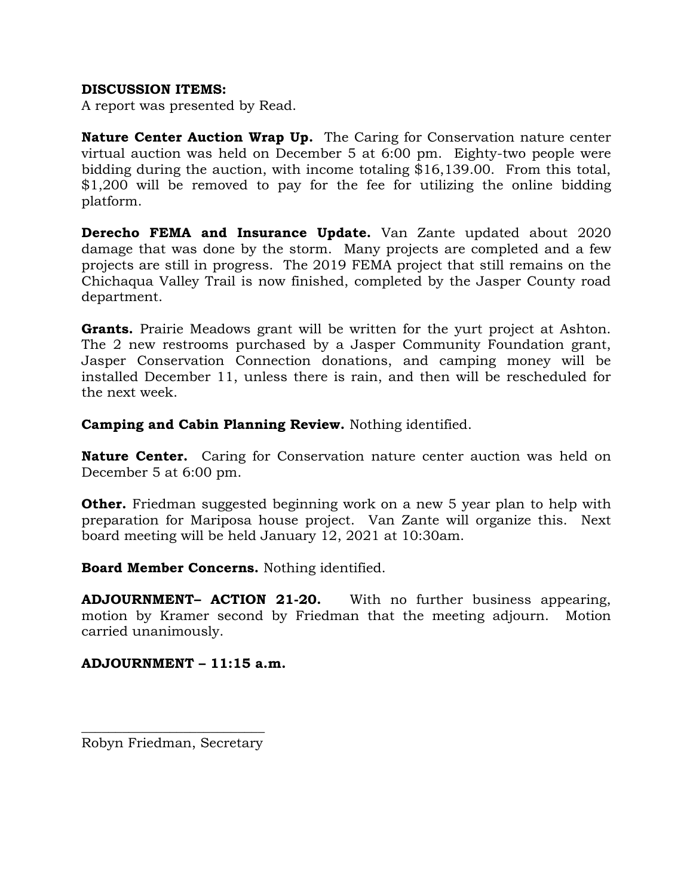**DISCUSSION ITEMS:**
A report was presented by Read.

**Nature Center Auction Wrap Up.** The Caring for Conservation nature center virtual auction was held on December 5 at 6:00 pm. Eighty-two people were bidding during the auction, with income totaling $16,139.00. From this total, $1,200 will be removed to pay for the fee for utilizing the online bidding platform.

**Derecho FEMA and Insurance Update.** Van Zante updated about 2020 damage that was done by the storm. Many projects are completed and a few projects are still in progress. The 2019 FEMA project that still remains on the Chichaqua Valley Trail is now finished, completed by the Jasper County road department.

**Grants.** Prairie Meadows grant will be written for the yurt project at Ashton. The 2 new restrooms purchased by a Jasper Community Foundation grant, Jasper Conservation Connection donations, and camping money will be installed December 11, unless there is rain, and then will be rescheduled for the next week.

**Camping and Cabin Planning Review.** Nothing identified.

**Nature Center.** Caring for Conservation nature center auction was held on December 5 at 6:00 pm.

**Other.** Friedman suggested beginning work on a new 5 year plan to help with preparation for Mariposa house project. Van Zante will organize this. Next board meeting will be held January 12, 2021 at 10:30am.

**Board Member Concerns.** Nothing identified.

**ADJOURNMENT– ACTION 21-20.** With no further business appearing, motion by Kramer second by Friedman that the meeting adjourn. Motion carried unanimously.

**ADJOURNMENT – 11:15 a.m.**

___________________________
Robyn Friedman, Secretary